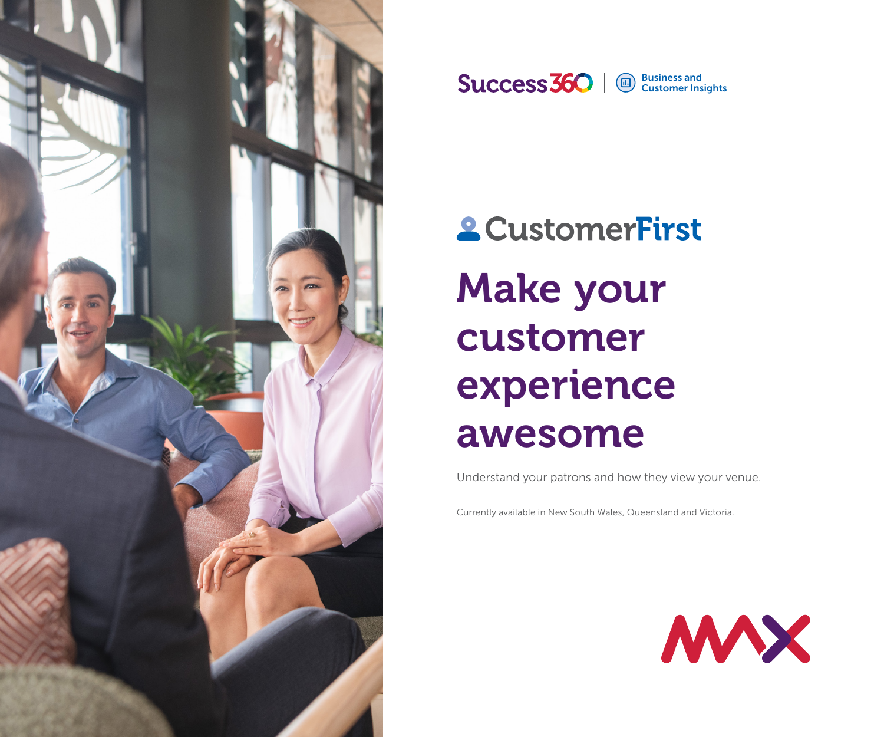Success360 | Business and Customer Insights

CustomerFirst

# Make your customer experience awesome

Understand your patrons and how they view your venue.

Currently available in New South Wales, Queensland and Victoria.

MAX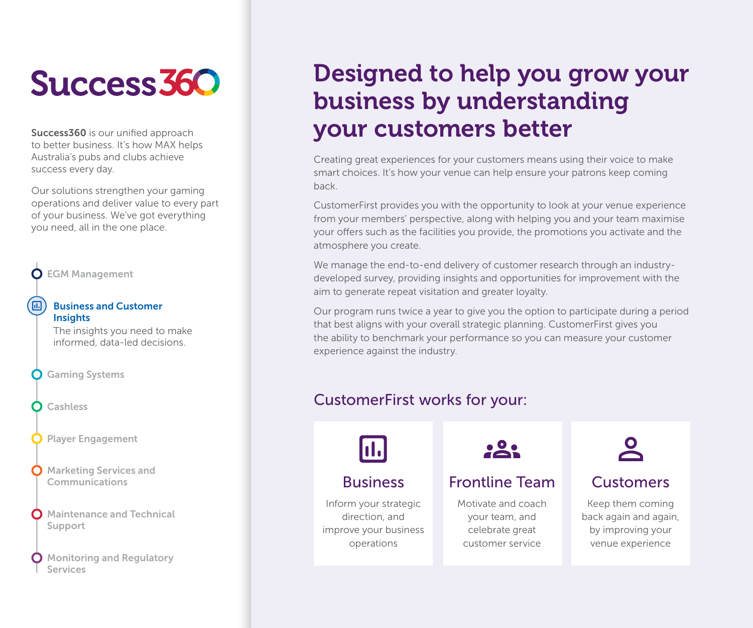# Success360

**Success360** is our unified approach to better business. It's how MAX helps Australia's pubs and clubs achieve success every day.

Our solutions strengthen your gaming operations and deliver value to every part of your business. We've got everything you need, all in the one place.

- EGM Management
- **Business and Customer Insights**
  The insights you need to make informed, data-led decisions.
- Gaming Systems
- Cashless
- Player Engagement
- Marketing Services and Communications
- Maintenance and Technical Support
- Monitoring and Regulatory Services

# Designed to help you grow your business by understanding your customers better

Creating great experiences for your customers means using their voice to make smart choices. It's how your venue can help ensure your patrons keep coming back.

CustomerFirst provides you with the opportunity to look at your venue experience from your members' perspective, along with helping you and your team maximise your offers such as the facilities you provide, the promotions you activate and the atmosphere you create.

We manage the end-to-end delivery of customer research through an industry-developed survey, providing insights and opportunities for improvement with the aim to generate repeat visitation and greater loyalty.

Our program runs twice a year to give you the option to participate during a period that best aligns with your overall strategic planning. CustomerFirst gives you the ability to benchmark your performance so you can measure your customer experience against the industry.

## CustomerFirst works for your:

### Business

Inform your strategic direction, and improve your business operations

### Frontline Team

Motivate and coach your team, and celebrate great customer service

### Customers

Keep them coming back again and again, by improving your venue experience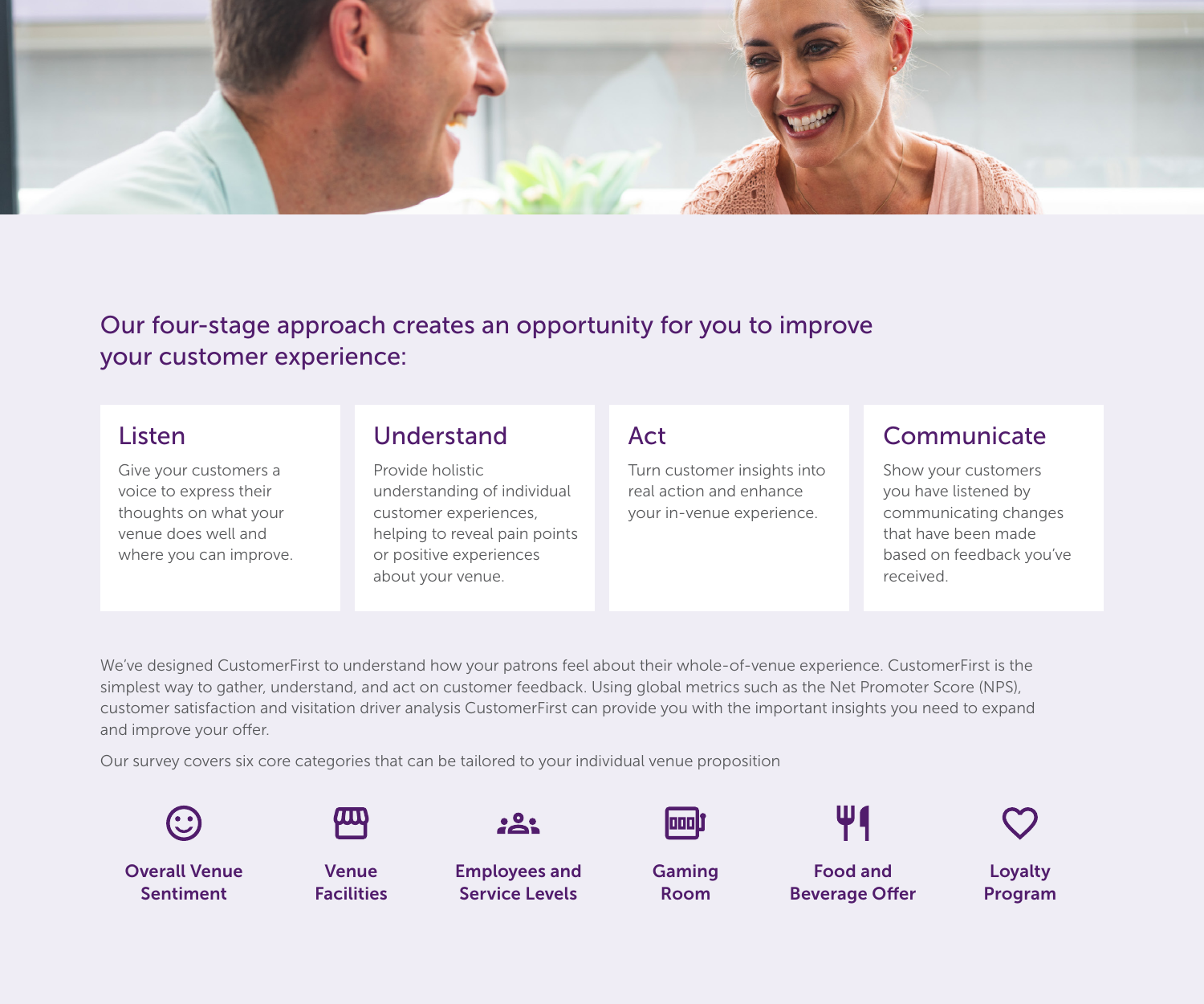## Our four-stage approach creates an opportunity for you to improve your customer experience:

### Listen

Give your customers a voice to express their thoughts on what your venue does well and where you can improve.

### Understand

Provide holistic understanding of individual customer experiences, helping to reveal pain points or positive experiences about your venue.

### Act

Turn customer insights into real action and enhance your in-venue experience.

### Communicate

Show your customers you have listened by communicating changes that have been made based on feedback you've received.

We've designed CustomerFirst to understand how your patrons feel about their whole-of-venue experience. CustomerFirst is the simplest way to gather, understand, and act on customer feedback. Using global metrics such as the Net Promoter Score (NPS), customer satisfaction and visitation driver analysis CustomerFirst can provide you with the important insights you need to expand and improve your offer.

Our survey covers six core categories that can be tailored to your individual venue proposition

- **Overall Venue Sentiment**
- **Venue Facilities**
- **Employees and Service Levels**
- **Gaming Room**
- **Food and Beverage Offer**
- **Loyalty Program**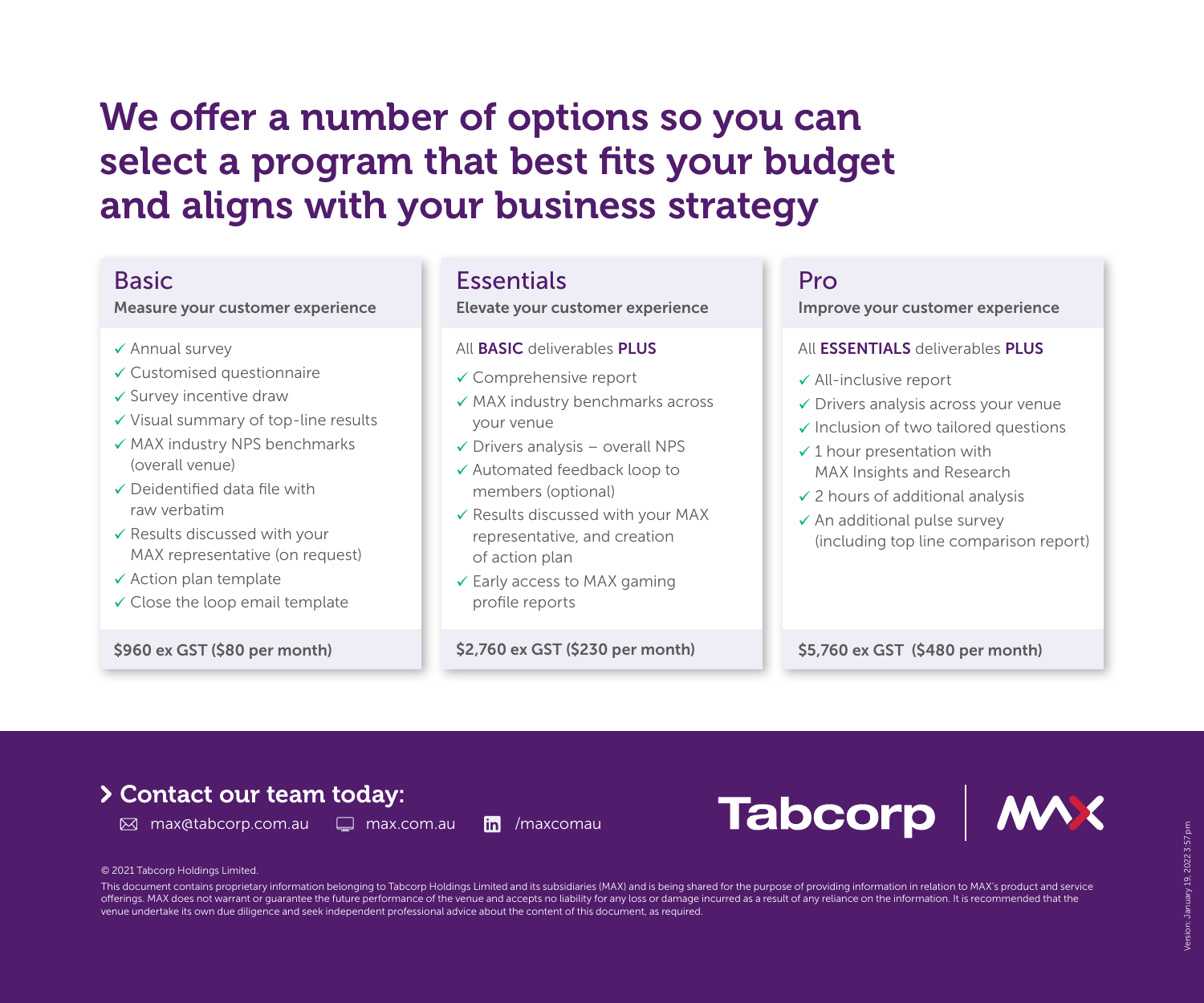# We offer a number of options so you can select a program that best fits your budget and aligns with your business strategy

## Basic

**Measure your customer experience**

- ✓ Annual survey
- ✓ Customised questionnaire
- ✓ Survey incentive draw
- ✓ Visual summary of top-line results
- ✓ MAX industry NPS benchmarks (overall venue)
- ✓ Deidentified data file with raw verbatim
- ✓ Results discussed with your MAX representative (on request)
- ✓ Action plan template
- ✓ Close the loop email template

**$960 ex GST ($80 per month)**

## Essentials

**Elevate your customer experience**

All **BASIC** deliverables **PLUS**

- ✓ Comprehensive report
- ✓ MAX industry benchmarks across your venue
- ✓ Drivers analysis – overall NPS
- ✓ Automated feedback loop to members (optional)
- ✓ Results discussed with your MAX representative, and creation of action plan
- ✓ Early access to MAX gaming profile reports

**$2,760 ex GST ($230 per month)**

## Pro

**Improve your customer experience**

All **ESSENTIALS** deliverables **PLUS**

- ✓ All-inclusive report
- ✓ Drivers analysis across your venue
- ✓ Inclusion of two tailored questions
- ✓ 1 hour presentation with MAX Insights and Research
- ✓ 2 hours of additional analysis
- ✓ An additional pulse survey (including top line comparison report)

**$5,760 ex GST ($480 per month)**

## › Contact our team today:

max@tabcorp.com.au max.com.au /maxcomau

Tabcorp | MAX

© 2021 Tabcorp Holdings Limited.

This document contains proprietary information belonging to Tabcorp Holdings Limited and its subsidiaries (MAX) and is being shared for the purpose of providing information in relation to MAX's product and service offerings. MAX does not warrant or guarantee the future performance of the venue and accepts no liability for any loss or damage incurred as a result of any reliance on the information. It is recommended that the venue undertake its own due diligence and seek independent professional advice about the content of this document, as required.

Version: January 19, 2022 3:57 pm